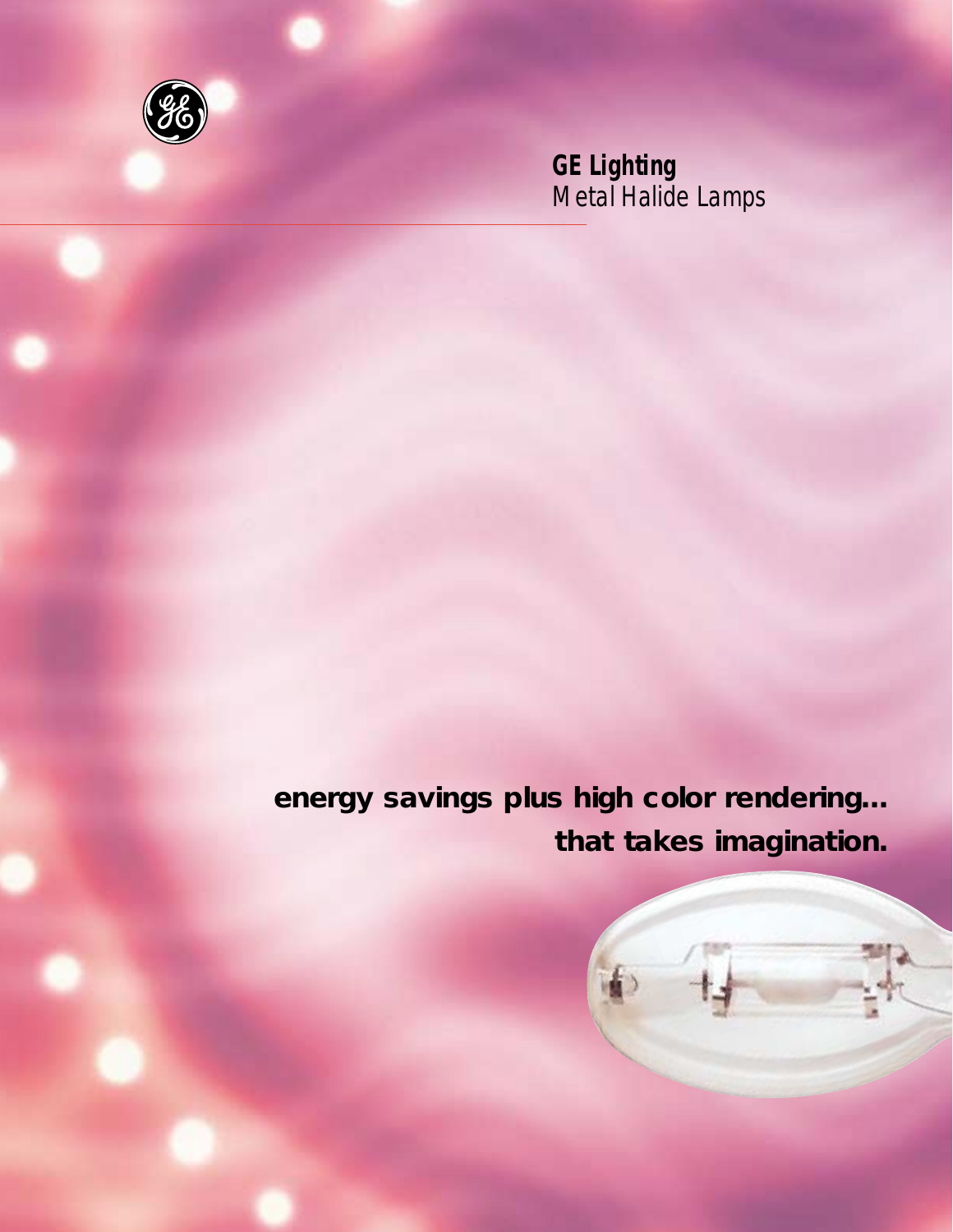**GE Lighting**
Metal Halide Lamps

**energy savings plus high color rendering... that takes imagination.**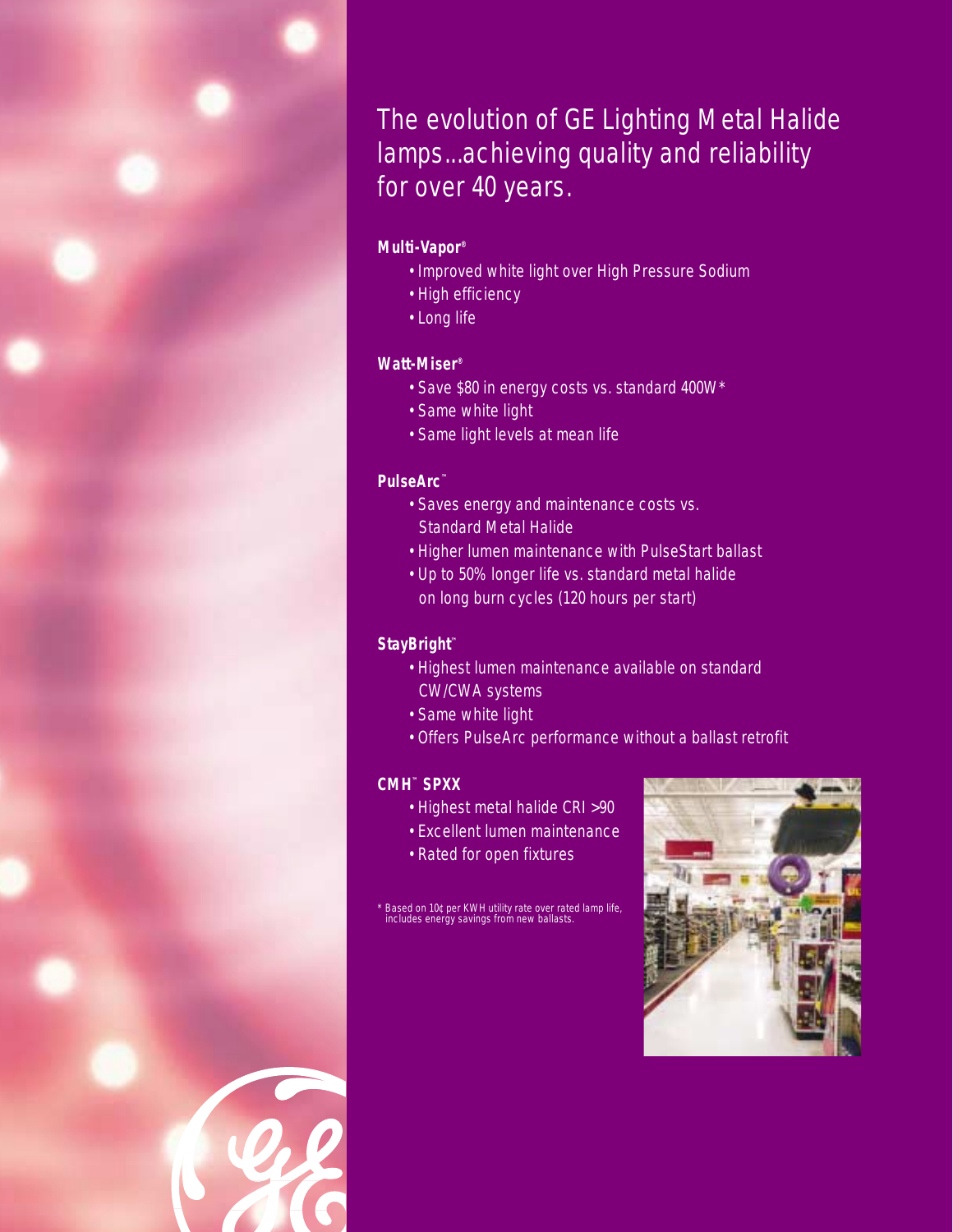# The evolution of GE Lighting Metal Halide lamps...achieving quality and reliability for over 40 years.

**Multi-Vapor®**

- Improved white light over High Pressure Sodium
- High efficiency
- Long life

**Watt-Miser®**

- Save $80 in energy costs vs. standard 400W*
- Same white light
- Same light levels at mean life

**PulseArc™**

- Saves energy and maintenance costs vs. Standard Metal Halide
- Higher lumen maintenance with PulseStart ballast
- Up to 50% longer life vs. standard metal halide on long burn cycles (120 hours per start)

**StayBright™**

- Highest lumen maintenance available on standard CW/CWA systems
- Same white light
- Offers PulseArc performance without a ballast retrofit

**CMH™ SPXX**

- Highest metal halide CRI >90
- Excellent lumen maintenance
- Rated for open fixtures

* Based on 10¢ per KWH utility rate over rated lamp life, includes energy savings from new ballasts.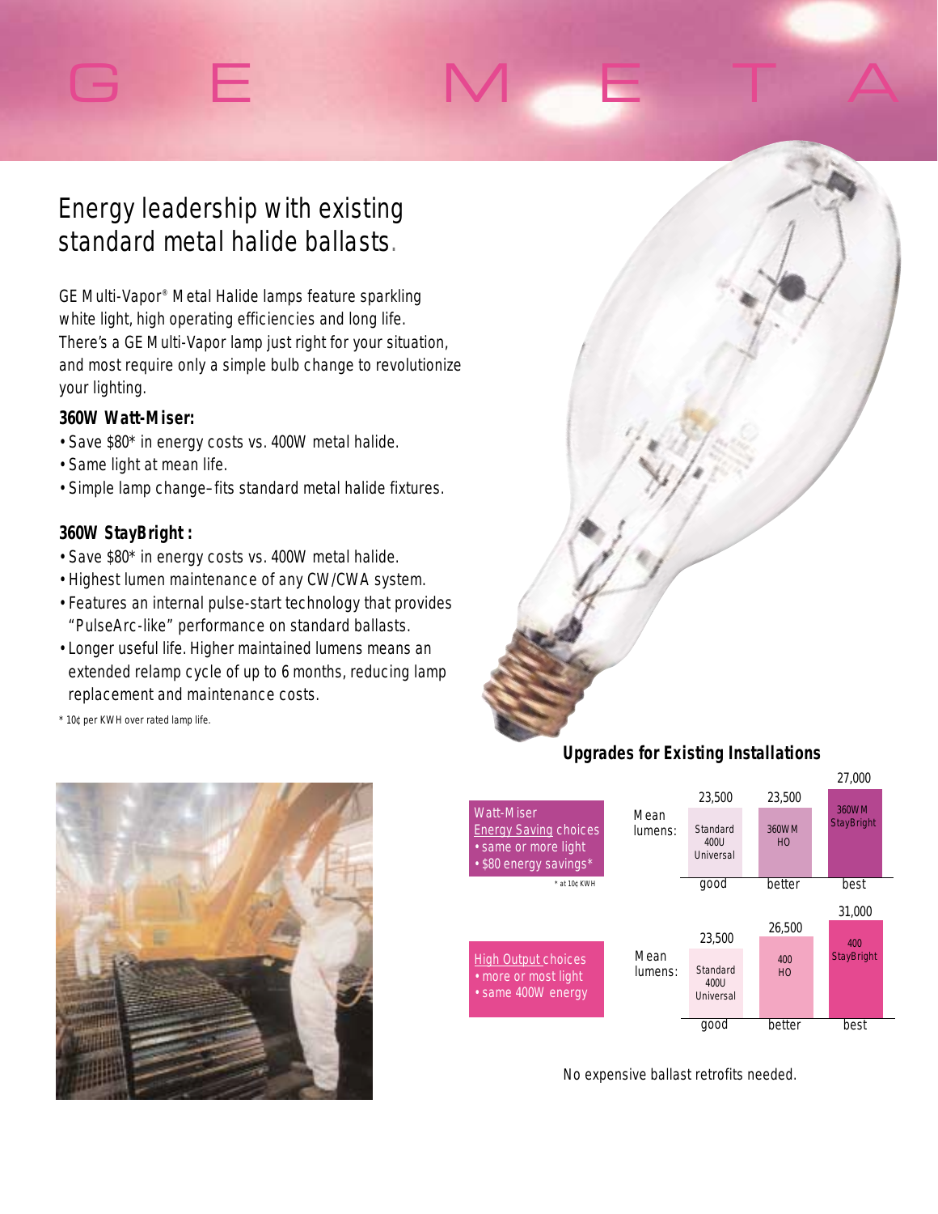# GE META

## Energy leadership with existing standard metal halide ballasts.

GE Multi-Vapor® Metal Halide lamps feature sparkling white light, high operating efficiencies and long life. There's a GE Multi-Vapor lamp just right for your situation, and most require only a simple bulb change to revolutionize your lighting.

**360W Watt-Miser:**

- Save $80* in energy costs vs. 400W metal halide.
- Same light at mean life.
- Simple lamp change–fits standard metal halide fixtures.

**360W StayBright:**

- Save $80* in energy costs vs. 400W metal halide.
- Highest lumen maintenance of any CW/CWA system.
- Features an internal pulse-start technology that provides "PulseArc-like" performance on standard ballasts.
- Longer useful life. Higher maintained lumens means an extended relamp cycle of up to 6 months, reducing lamp replacement and maintenance costs.

\* 10¢ per KWH over rated lamp life.

### Upgrades for Existing Installations

| Choices | | good | better | best |
|---|---|---|---|---|
| Watt-Miser Energy Saving choices • same or more light • $80 energy savings* (* at 10¢ KWH) | Mean lumens: | 23,500 Standard 400U Universal | 23,500 360WM HO | 27,000 360WM StayBright |
| High Output choices • more or most light • same 400W energy | Mean lumens: | 23,500 Standard 400U Universal | 26,500 400 HO | 31,000 400 StayBright |

No expensive ballast retrofits needed.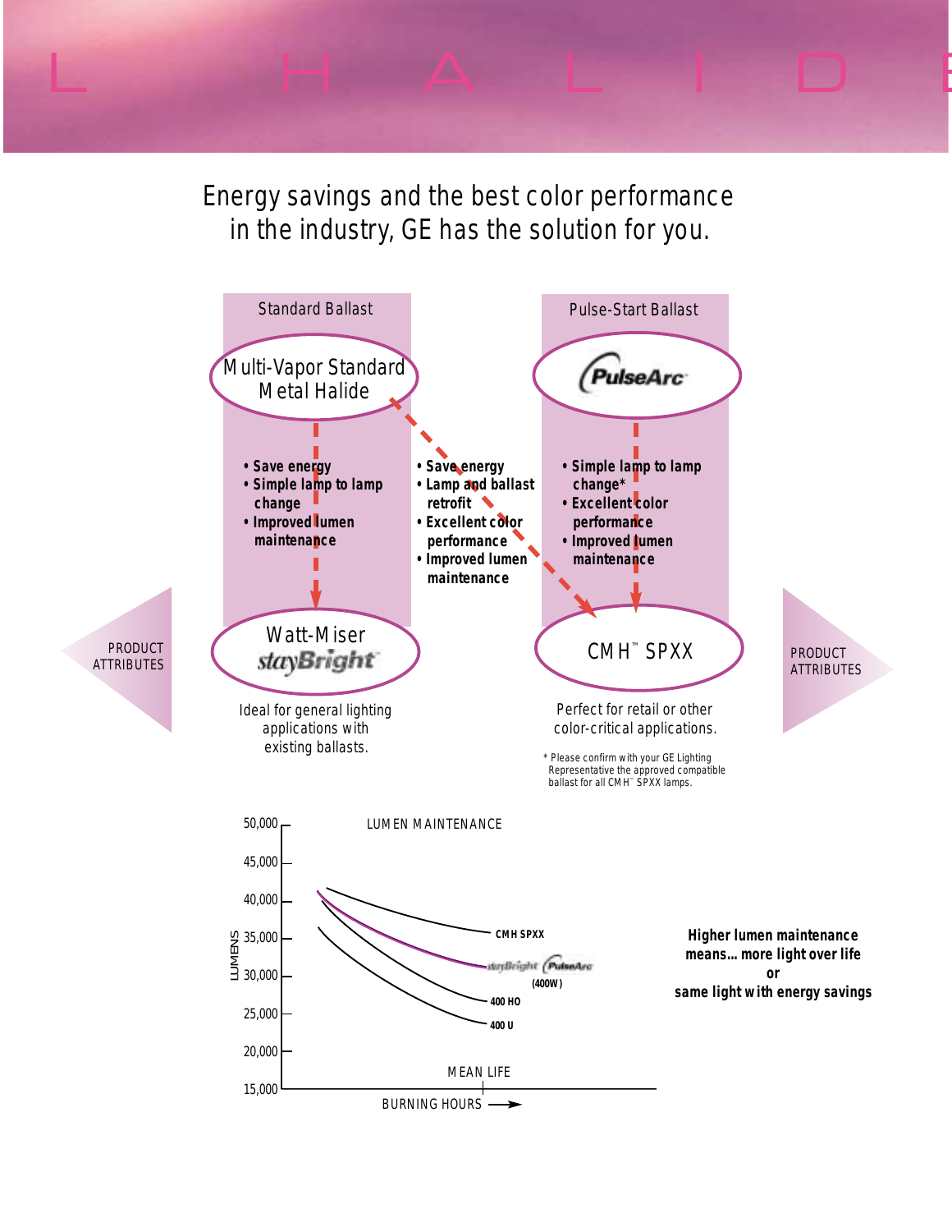# L H A L I D E

Energy savings and the best color performance in the industry, GE has the solution for you.

## Standard Ballast

### Multi-Vapor Standard Metal Halide

- Save energy
- Simple lamp to lamp change
- Improved lumen maintenance

### Watt-Miser stayBright

Ideal for general lighting applications with existing ballasts.

## Multi-Vapor Standard Metal Halide → CMH™ SPXX

- Save energy
- Lamp and ballast retrofit
- Excellent color performance
- Improved lumen maintenance

## Pulse-Start Ballast

### PulseArc

- Simple lamp to lamp change*
- Excellent color performance
- Improved lumen maintenance

### CMH™ SPXX

Perfect for retail or other color-critical applications.

\* Please confirm with your GE Lighting Representative the approved compatible ballast for all CMH™ SPXX lamps.

PRODUCT ATTRIBUTES

## LUMEN MAINTENANCE

LUMENS: 50,000 / 45,000 / 40,000 / 35,000 / 30,000 / 25,000 / 20,000 / 15,000

Curves: CMH SPXX; stayBright PulseArc (400W); 400 HO; 400 U

MEAN LIFE

BURNING HOURS →

**Higher lumen maintenance means... more light over life or same light with energy savings**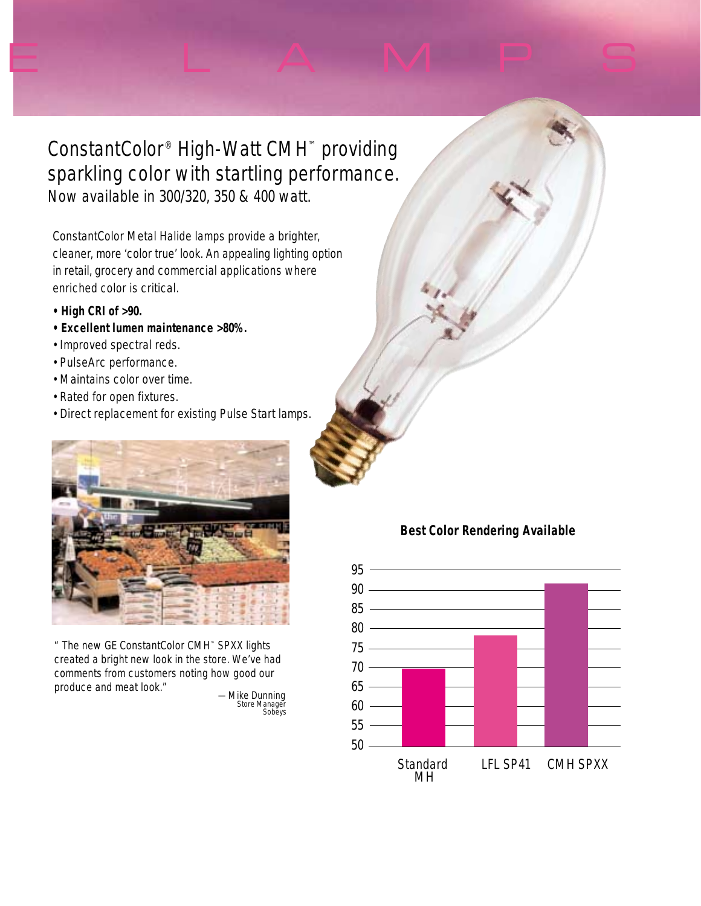# ConstantColor® High-Watt CMH™ providing sparkling color with startling performance.

Now available in 300/320, 350 & 400 watt.

ConstantColor Metal Halide lamps provide a brighter, cleaner, more 'color true' look. An appealing lighting option in retail, grocery and commercial applications where enriched color is critical.

- **High CRI of >90.**
- **Excellent lumen maintenance >80%.**
- Improved spectral reds.
- PulseArc performance.
- Maintains color over time.
- Rated for open fixtures.
- Direct replacement for existing Pulse Start lamps.

"The new GE ConstantColor CMH™ SPXX lights created a bright new look in the store. We've had comments from customers noting how good our produce and meat look."

— Mike Dunning
Store Manager
Sobeys

**Best Color Rendering Available**

| Lamp | CRI (approx.) |
|---|---|
| Standard MH | 70 |
| LFL SP41 | 78 |
| CMH SPXX | 92 |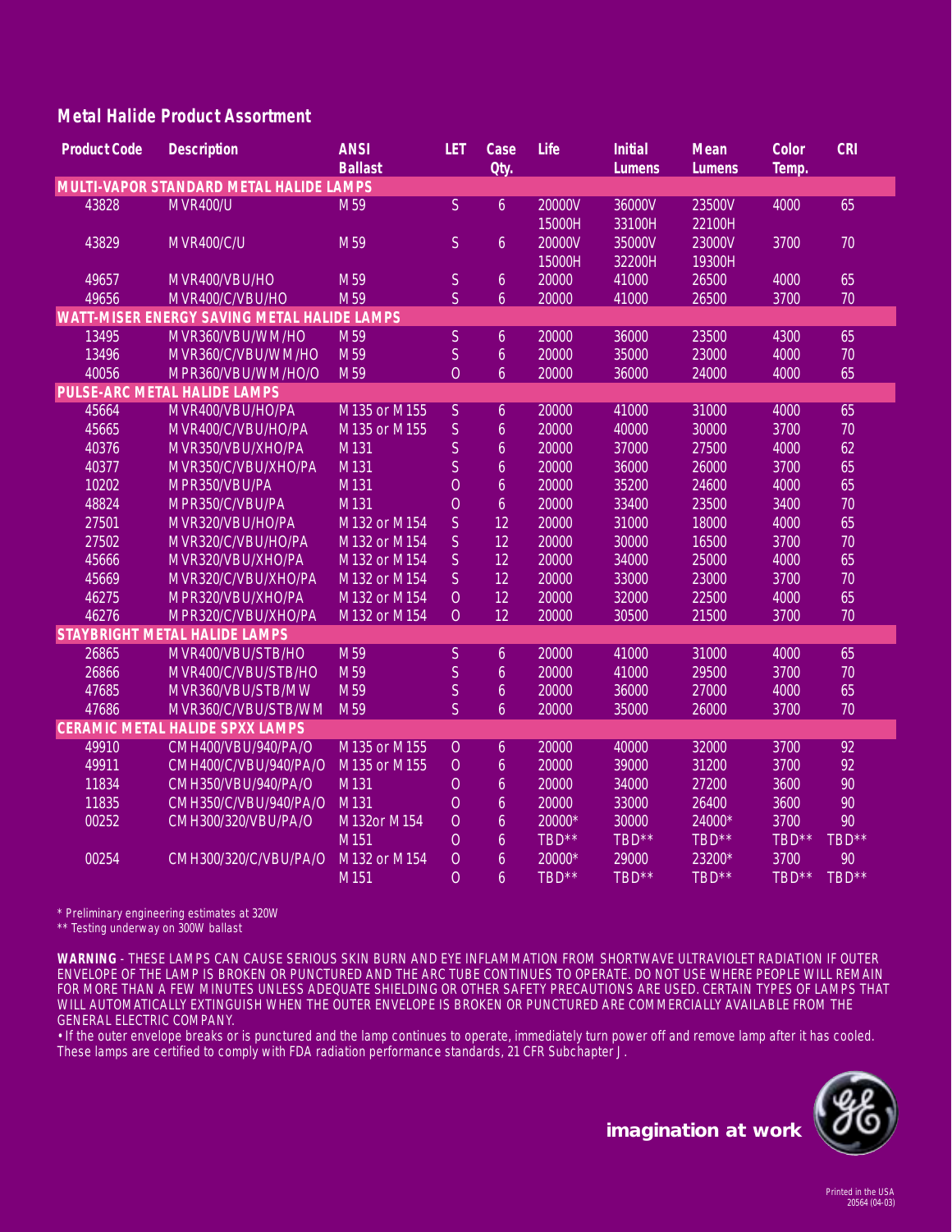## Metal Halide Product Assortment

| Product Code | Description | ANSI Ballast | LET | Case Qty. | Life | Initial Lumens | Mean Lumens | Color Temp. | CRI |
|---|---|---|---|---|---|---|---|---|---|
| **MULTI-VAPOR STANDARD METAL HALIDE LAMPS** | | | | | | | | | |
| 43828 | MVR400/U | M59 | S | 6 | 20000V 15000H | 36000V 33100H | 23500V 22100H | 4000 | 65 |
| 43829 | MVR400/C/U | M59 | S | 6 | 20000V 15000H | 35000V 32200H | 23000V 19300H | 3700 | 70 |
| 49657 | MVR400/VBU/HO | M59 | S | 6 | 20000 | 41000 | 26500 | 4000 | 65 |
| 49656 | MVR400/C/VBU/HO | M59 | S | 6 | 20000 | 41000 | 26500 | 3700 | 70 |
| **WATT-MISER ENERGY SAVING METAL HALIDE LAMPS** | | | | | | | | | |
| 13495 | MVR360/VBU/WM/HO | M59 | S | 6 | 20000 | 36000 | 23500 | 4300 | 65 |
| 13496 | MVR360/C/VBU/WM/HO | M59 | S | 6 | 20000 | 35000 | 23000 | 4000 | 70 |
| 40056 | MPR360/VBU/WM/HO/O | M59 | O | 6 | 20000 | 36000 | 24000 | 4000 | 65 |
| **PULSE-ARC METAL HALIDE LAMPS** | | | | | | | | | |
| 45664 | MVR400/VBU/HO/PA | M135 or M155 | S | 6 | 20000 | 41000 | 31000 | 4000 | 65 |
| 45665 | MVR400/C/VBU/HO/PA | M135 or M155 | S | 6 | 20000 | 40000 | 30000 | 3700 | 70 |
| 40376 | MVR350/VBU/XHO/PA | M131 | S | 6 | 20000 | 37000 | 27500 | 4000 | 62 |
| 40377 | MVR350/C/VBU/XHO/PA | M131 | S | 6 | 20000 | 36000 | 26000 | 3700 | 65 |
| 10202 | MPR350/VBU/PA | M131 | O | 6 | 20000 | 35200 | 24600 | 4000 | 65 |
| 48824 | MPR350/C/VBU/PA | M131 | O | 6 | 20000 | 33400 | 23500 | 3400 | 70 |
| 27501 | MVR320/VBU/HO/PA | M132 or M154 | S | 12 | 20000 | 31000 | 18000 | 4000 | 65 |
| 27502 | MVR320/C/VBU/HO/PA | M132 or M154 | S | 12 | 20000 | 30000 | 16500 | 3700 | 70 |
| 45666 | MVR320/VBU/XHO/PA | M132 or M154 | S | 12 | 20000 | 34000 | 25000 | 4000 | 65 |
| 45669 | MVR320/C/VBU/XHO/PA | M132 or M154 | S | 12 | 20000 | 33000 | 23000 | 3700 | 70 |
| 46275 | MPR320/VBU/XHO/PA | M132 or M154 | O | 12 | 20000 | 32000 | 22500 | 4000 | 65 |
| 46276 | MPR320/C/VBU/XHO/PA | M132 or M154 | O | 12 | 20000 | 30500 | 21500 | 3700 | 70 |
| **STAYBRIGHT METAL HALIDE LAMPS** | | | | | | | | | |
| 26865 | MVR400/VBU/STB/HO | M59 | S | 6 | 20000 | 41000 | 31000 | 4000 | 65 |
| 26866 | MVR400/C/VBU/STB/HO | M59 | S | 6 | 20000 | 41000 | 29500 | 3700 | 70 |
| 47685 | MVR360/VBU/STB/MW | M59 | S | 6 | 20000 | 36000 | 27000 | 4000 | 65 |
| 47686 | MVR360/C/VBU/STB/WM | M59 | S | 6 | 20000 | 35000 | 26000 | 3700 | 70 |
| **CERAMIC METAL HALIDE SPXX LAMPS** | | | | | | | | | |
| 49910 | CMH400/VBU/940/PA/O | M135 or M155 | O | 6 | 20000 | 40000 | 32000 | 3700 | 92 |
| 49911 | CMH400/C/VBU/940/PA/O | M135 or M155 | O | 6 | 20000 | 39000 | 31200 | 3700 | 92 |
| 11834 | CMH350/VBU/940/PA/O | M131 | O | 6 | 20000 | 34000 | 27200 | 3600 | 90 |
| 11835 | CMH350/C/VBU/940/PA/O | M131 | O | 6 | 20000 | 33000 | 26400 | 3600 | 90 |
| 00252 | CMH300/320/VBU/PA/O | M132or M154 | O | 6 | 20000* | 30000 | 24000* | 3700 | 90 |
| | | M151 | O | 6 | TBD** | TBD** | TBD** | TBD** | TBD** |
| 00254 | CMH300/320/C/VBU/PA/O | M132 or M154 | O | 6 | 20000* | 29000 | 23200* | 3700 | 90 |
| | | M151 | O | 6 | TBD** | TBD** | TBD** | TBD** | TBD** |

\* Preliminary engineering estimates at 320W

\*\* Testing underway on 300W ballast

**WARNING** - THESE LAMPS CAN CAUSE SERIOUS SKIN BURN AND EYE INFLAMMATION FROM SHORTWAVE ULTRAVIOLET RADIATION IF OUTER ENVELOPE OF THE LAMP IS BROKEN OR PUNCTURED AND THE ARC TUBE CONTINUES TO OPERATE. DO NOT USE WHERE PEOPLE WILL REMAIN FOR MORE THAN A FEW MINUTES UNLESS ADEQUATE SHIELDING OR OTHER SAFETY PRECAUTIONS ARE USED. CERTAIN TYPES OF LAMPS THAT WILL AUTOMATICALLY EXTINGUISH WHEN THE OUTER ENVELOPE IS BROKEN OR PUNCTURED ARE COMMERCIALLY AVAILABLE FROM THE GENERAL ELECTRIC COMPANY.

• If the outer envelope breaks or is punctured and the lamp continues to operate, immediately turn power off and remove lamp after it has cooled. These lamps are certified to comply with FDA radiation performance standards, 21 CFR Subchapter J.

**imagination at work**

Printed in the USA
20564 (04-03)